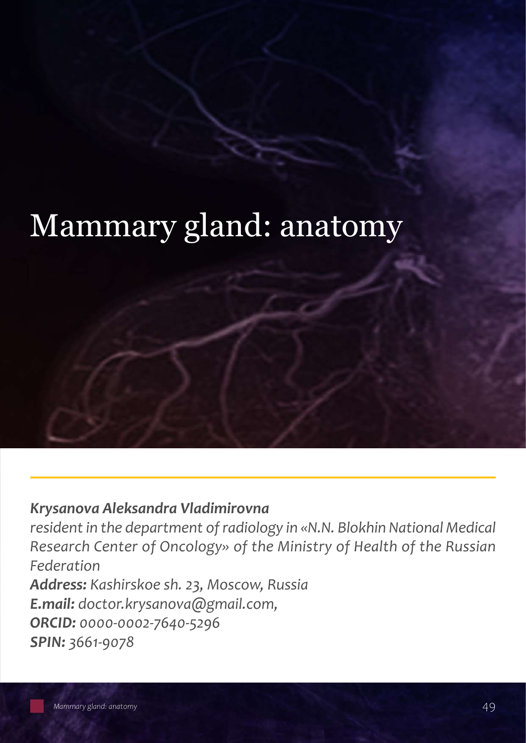# Mammary gland: anatomy

***Krysanova Aleksandra Vladimirovna***

*resident in the department of radiology in «N.N. Blokhin National Medical Research Center of Oncology» of the Ministry of Health of the Russian Federation*

***Address:*** *Kashirskoe sh. 23, Moscow, Russia*

***E.mail:*** *doctor.krysanova@gmail.com,*

***ORCID:*** *0000-0002-7640-5296*

***SPIN:*** *3661-9078*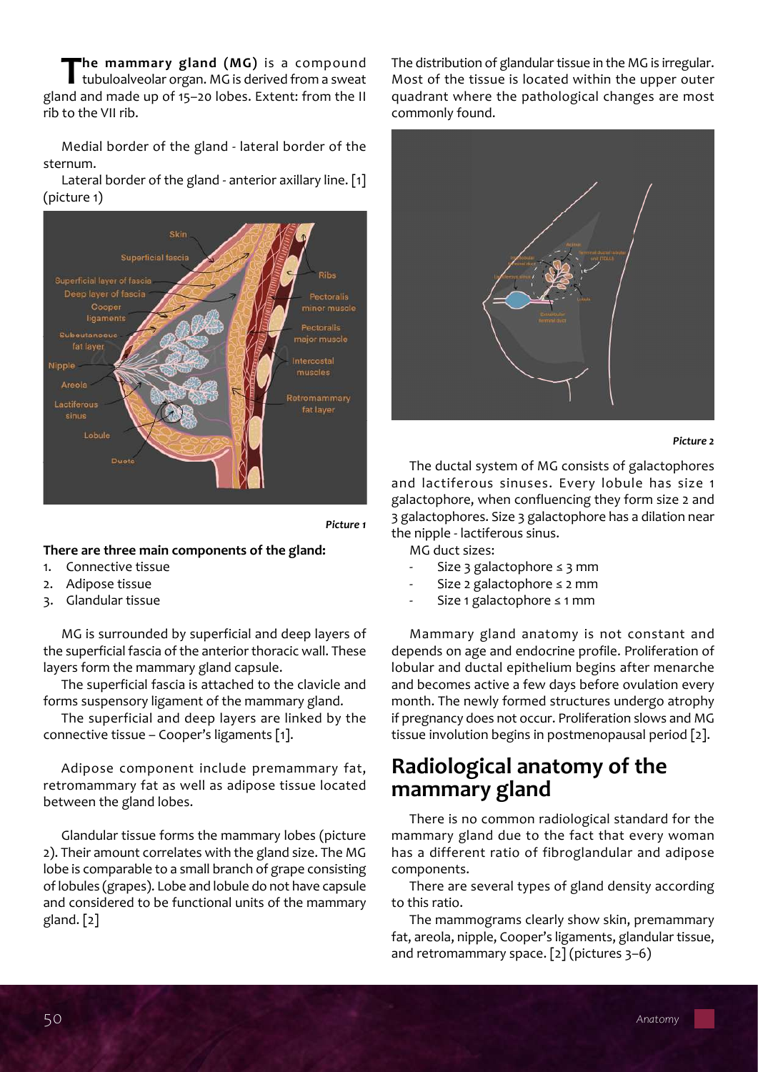**The mammary gland (MG)** is a compound tubuloalveolar organ. MG is derived from a sweat gland and made up of 15–20 lobes. Extent: from the II rib to the VII rib.

Medial border of the gland - lateral border of the sternum.

Lateral border of the gland - anterior axillary line. [1] (picture 1)

*Picture 1*

**There are three main components of the gland:**

1. Connective tissue
2. Adipose tissue
3. Glandular tissue

MG is surrounded by superficial and deep layers of the superficial fascia of the anterior thoracic wall. These layers form the mammary gland capsule.

The superficial fascia is attached to the clavicle and forms suspensory ligament of the mammary gland.

The superficial and deep layers are linked by the connective tissue – Cooper's ligaments [1].

Adipose component include premammary fat, retromammary fat as well as adipose tissue located between the gland lobes.

Glandular tissue forms the mammary lobes (picture 2). Their amount correlates with the gland size. The MG lobe is comparable to a small branch of grape consisting of lobules (grapes). Lobe and lobule do not have capsule and considered to be functional units of the mammary gland. [2]

The distribution of glandular tissue in the MG is irregular. Most of the tissue is located within the upper outer quadrant where the pathological changes are most commonly found.

*Picture 2*

The ductal system of MG consists of galactophores and lactiferous sinuses. Every lobule has size 1 galactophore, when confluencing they form size 2 and 3 galactophores. Size 3 galactophore has a dilation near the nipple - lactiferous sinus.

MG duct sizes:

- Size 3 galactophore ≤ 3 mm
- Size 2 galactophore ≤ 2 mm
- Size 1 galactophore ≤ 1 mm

Mammary gland anatomy is not constant and depends on age and endocrine profile. Proliferation of lobular and ductal epithelium begins after menarche and becomes active a few days before ovulation every month. The newly formed structures undergo atrophy if pregnancy does not occur. Proliferation slows and MG tissue involution begins in postmenopausal period [2].

## Radiological anatomy of the mammary gland

There is no common radiological standard for the mammary gland due to the fact that every woman has a different ratio of fibroglandular and adipose components.

There are several types of gland density according to this ratio.

The mammograms clearly show skin, premammary fat, areola, nipple, Cooper's ligaments, glandular tissue, and retromammary space. [2] (pictures 3–6)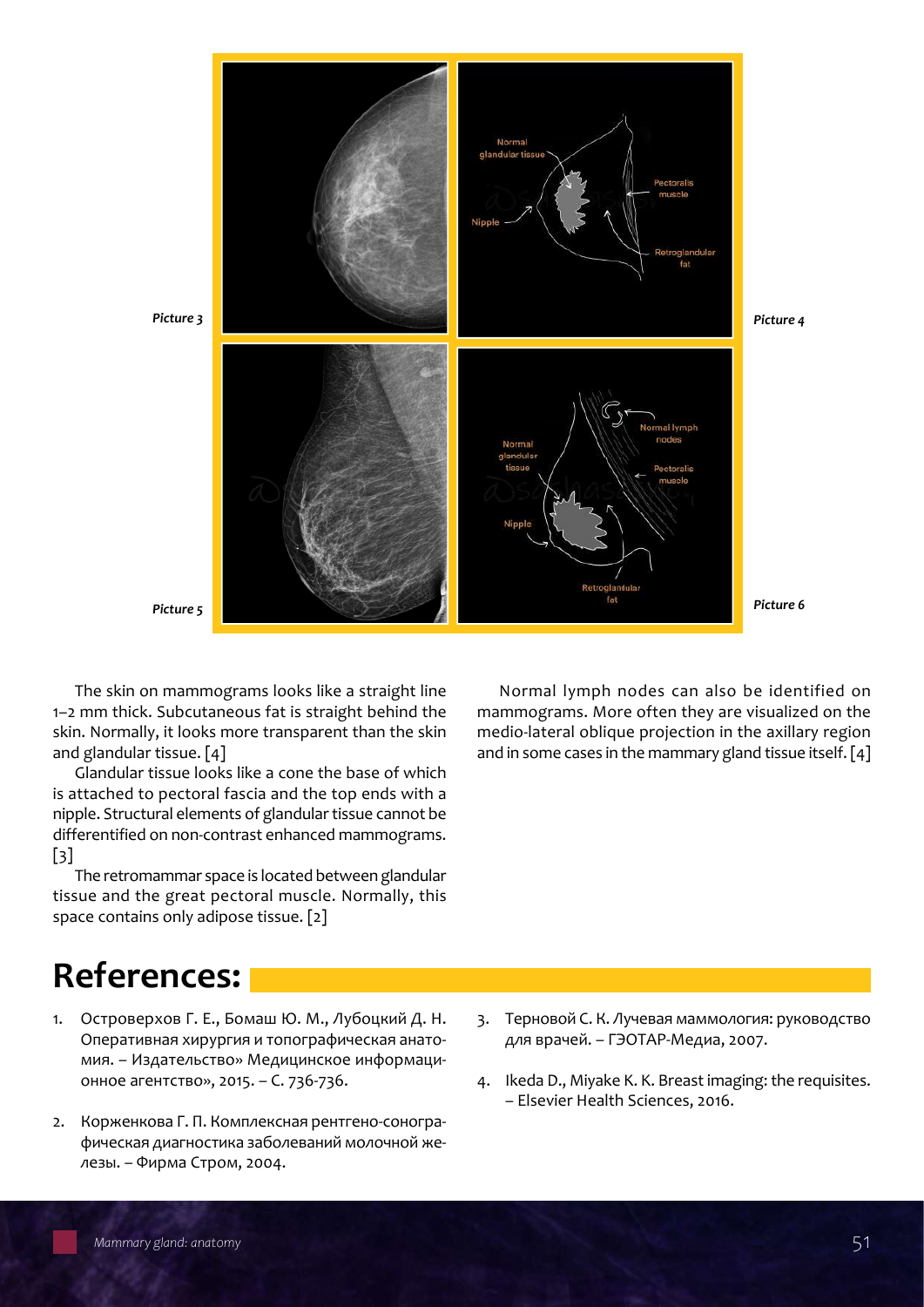Picture 3

Normal glandular tissue
Pectoralis muscle
Nipple
Retroglandular fat

Picture 4

Picture 5

Normal lymph nodes
Normal glandular tissue
Pectoralis muscle
Nipple
Retroglandular fat

Picture 6

The skin on mammograms looks like a straight line 1–2 mm thick. Subcutaneous fat is straight behind the skin. Normally, it looks more transparent than the skin and glandular tissue. [4]

Glandular tissue looks like a cone the base of which is attached to pectoral fascia and the top ends with a nipple. Structural elements of glandular tissue cannot be differentified on non-contrast enhanced mammograms. [3]

The retromammar space is located between glandular tissue and the great pectoral muscle. Normally, this space contains only adipose tissue. [2]

Normal lymph nodes can also be identified on mammograms. More often they are visualized on the medio-lateral oblique projection in the axillary region and in some cases in the mammary gland tissue itself. [4]

# References:

1. Островерхов Г. Е., Бомаш Ю. М., Лубоцкий Д. Н. Оперативная хирургия и топографическая анатомия. – Издательство» Медицинское информационное агентство», 2015. – С. 736-736.
2. Корженкова Г. П. Комплексная рентгено-сонографическая диагностика заболеваний молочной железы. – Фирма Стром, 2004.
3. Терновой С. К. Лучевая маммология: руководство для врачей. – ГЭОТАР-Медиа, 2007.
4. Ikeda D., Miyake K. K. Breast imaging: the requisites. – Elsevier Health Sciences, 2016.